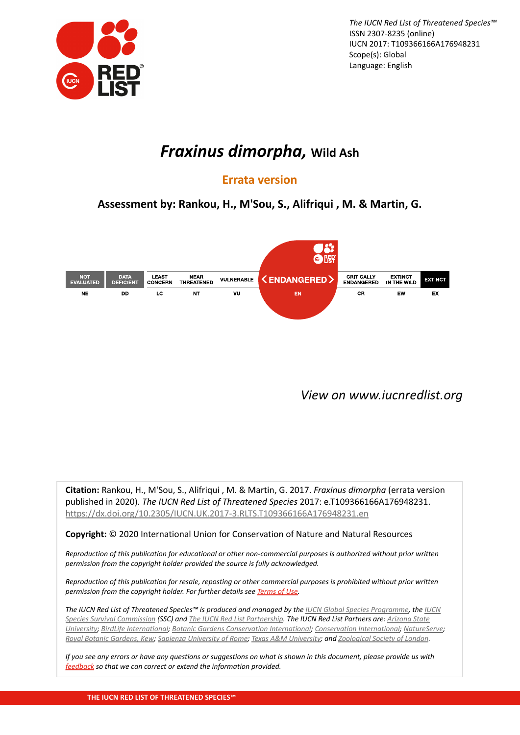*The IUCN Red List of Threatened Species™*
ISSN 2307-8235 (online)
IUCN 2017: T109366166A176948231
Scope(s): Global
Language: English

# *Fraxinus dimorpha,* Wild Ash

## Errata version

### Assessment by: Rankou, H., M'Sou, S., Alifriqui , M. & Martin, G.

| NOT EVALUATED | DATA DEFICIENT | LEAST CONCERN | NEAR THREATENED | VULNERABLE | **ENDANGERED** | CRITICALLY ENDANGERED | EXTINCT IN THE WILD | EXTINCT |
|---|---|---|---|---|---|---|---|---|
| NE | DD | LC | NT | VU | **EN** | CR | EW | EX |

*View on www.iucnredlist.org*

**Citation:** Rankou, H., M'Sou, S., Alifriqui , M. & Martin, G. 2017. *Fraxinus dimorpha* (errata version published in 2020). *The IUCN Red List of Threatened Species* 2017: e.T109366166A176948231. https://dx.doi.org/10.2305/IUCN.UK.2017-3.RLTS.T109366166A176948231.en

**Copyright:** © 2020 International Union for Conservation of Nature and Natural Resources

*Reproduction of this publication for educational or other non-commercial purposes is authorized without prior written permission from the copyright holder provided the source is fully acknowledged.*

*Reproduction of this publication for resale, reposting or other commercial purposes is prohibited without prior written permission from the copyright holder. For further details see Terms of Use.*

*The IUCN Red List of Threatened Species™ is produced and managed by the IUCN Global Species Programme, the IUCN Species Survival Commission (SSC) and The IUCN Red List Partnership. The IUCN Red List Partners are: Arizona State University; BirdLife International; Botanic Gardens Conservation International; Conservation International; NatureServe; Royal Botanic Gardens, Kew; Sapienza University of Rome; Texas A&M University; and Zoological Society of London.*

*If you see any errors or have any questions or suggestions on what is shown in this document, please provide us with feedback so that we can correct or extend the information provided.*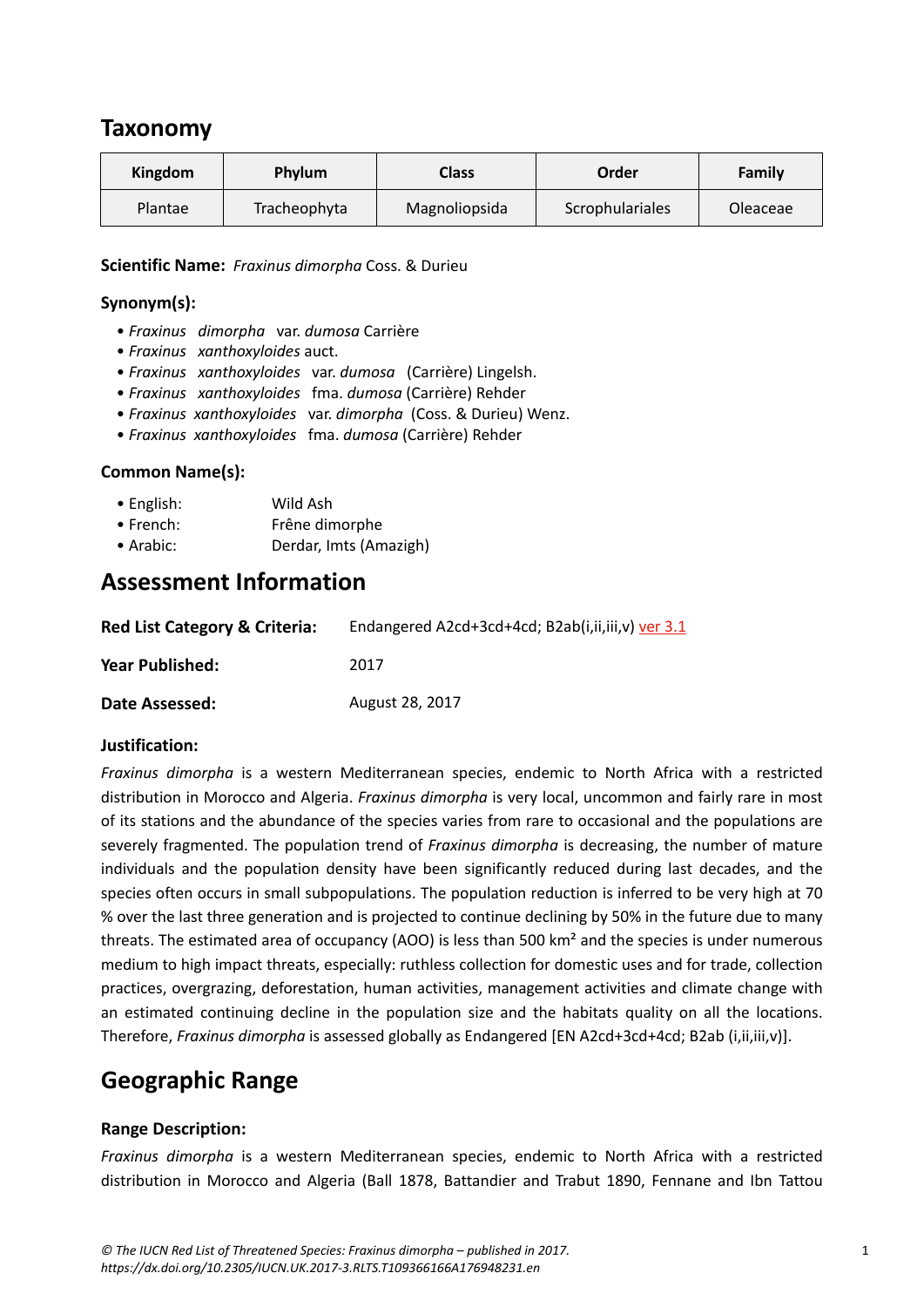# Taxonomy

| Kingdom | Phylum | Class | Order | Family |
|---|---|---|---|---|
| Plantae | Tracheophyta | Magnoliopsida | Scrophulariales | Oleaceae |

**Scientific Name:** *Fraxinus dimorpha* Coss. & Durieu

### Synonym(s):

- *Fraxinus dimorpha* var. *dumosa* Carrière
- *Fraxinus xanthoxyloides* auct.
- *Fraxinus xanthoxyloides* var. *dumosa* (Carrière) Lingelsh.
- *Fraxinus xanthoxyloides* fma. *dumosa* (Carrière) Rehder
- *Fraxinus xanthoxyloides* var. *dimorpha* (Coss. & Durieu) Wenz.
- *Fraxinus xanthoxyloides* fma. *dumosa* (Carrière) Rehder

### Common Name(s):

- English: Wild Ash
- French: Frêne dimorphe
- Arabic: Derdar, Imts (Amazigh)

# Assessment Information

**Red List Category & Criteria:** Endangered A2cd+3cd+4cd; B2ab(i,ii,iii,v) ver 3.1

**Year Published:** 2017

**Date Assessed:** August 28, 2017

### Justification:

*Fraxinus dimorpha* is a western Mediterranean species, endemic to North Africa with a restricted distribution in Morocco and Algeria. *Fraxinus dimorpha* is very local, uncommon and fairly rare in most of its stations and the abundance of the species varies from rare to occasional and the populations are severely fragmented. The population trend of *Fraxinus dimorpha* is decreasing, the number of mature individuals and the population density have been significantly reduced during last decades, and the species often occurs in small subpopulations. The population reduction is inferred to be very high at 70 % over the last three generation and is projected to continue declining by 50% in the future due to many threats. The estimated area of occupancy (AOO) is less than 500 km² and the species is under numerous medium to high impact threats, especially: ruthless collection for domestic uses and for trade, collection practices, overgrazing, deforestation, human activities, management activities and climate change with an estimated continuing decline in the population size and the habitats quality on all the locations. Therefore, *Fraxinus dimorpha* is assessed globally as Endangered [EN A2cd+3cd+4cd; B2ab (i,ii,iii,v)].

# Geographic Range

### Range Description:

*Fraxinus dimorpha* is a western Mediterranean species, endemic to North Africa with a restricted distribution in Morocco and Algeria (Ball 1878, Battandier and Trabut 1890, Fennane and Ibn Tattou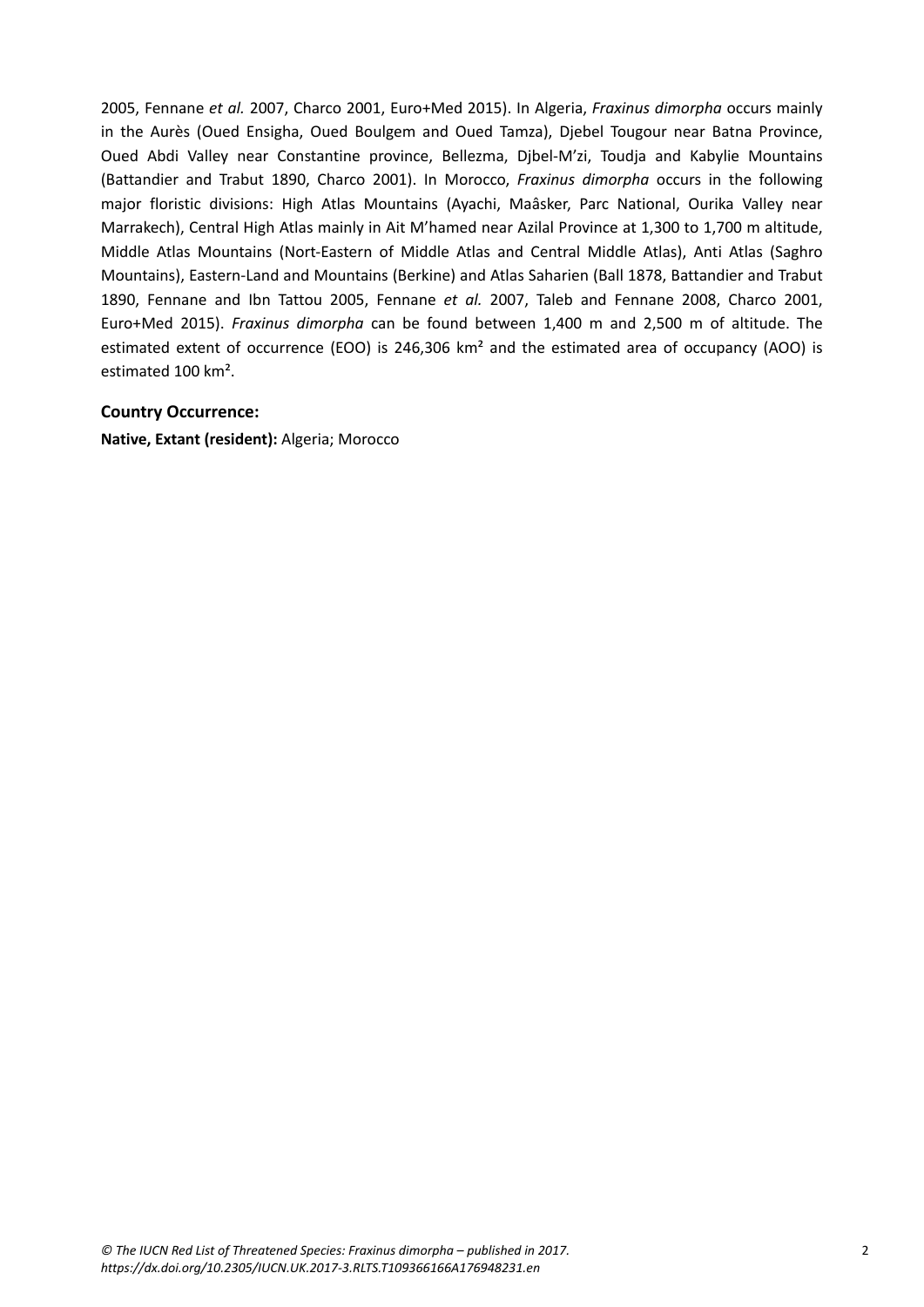2005, Fennane *et al.* 2007, Charco 2001, Euro+Med 2015). In Algeria, *Fraxinus dimorpha* occurs mainly in the Aurès (Oued Ensigha, Oued Boulgem and Oued Tamza), Djebel Tougour near Batna Province, Oued Abdi Valley near Constantine province, Bellezma, Djbel-M'zi, Toudja and Kabylie Mountains (Battandier and Trabut 1890, Charco 2001). In Morocco, *Fraxinus dimorpha* occurs in the following major floristic divisions: High Atlas Mountains (Ayachi, Maâsker, Parc National, Ourika Valley near Marrakech), Central High Atlas mainly in Ait M'hamed near Azilal Province at 1,300 to 1,700 m altitude, Middle Atlas Mountains (Nort-Eastern of Middle Atlas and Central Middle Atlas), Anti Atlas (Saghro Mountains), Eastern-Land and Mountains (Berkine) and Atlas Saharien (Ball 1878, Battandier and Trabut 1890, Fennane and Ibn Tattou 2005, Fennane *et al.* 2007, Taleb and Fennane 2008, Charco 2001, Euro+Med 2015). *Fraxinus dimorpha* can be found between 1,400 m and 2,500 m of altitude. The estimated extent of occurrence (EOO) is 246,306 km² and the estimated area of occupancy (AOO) is estimated 100 km².

### Country Occurrence:

**Native, Extant (resident):** Algeria; Morocco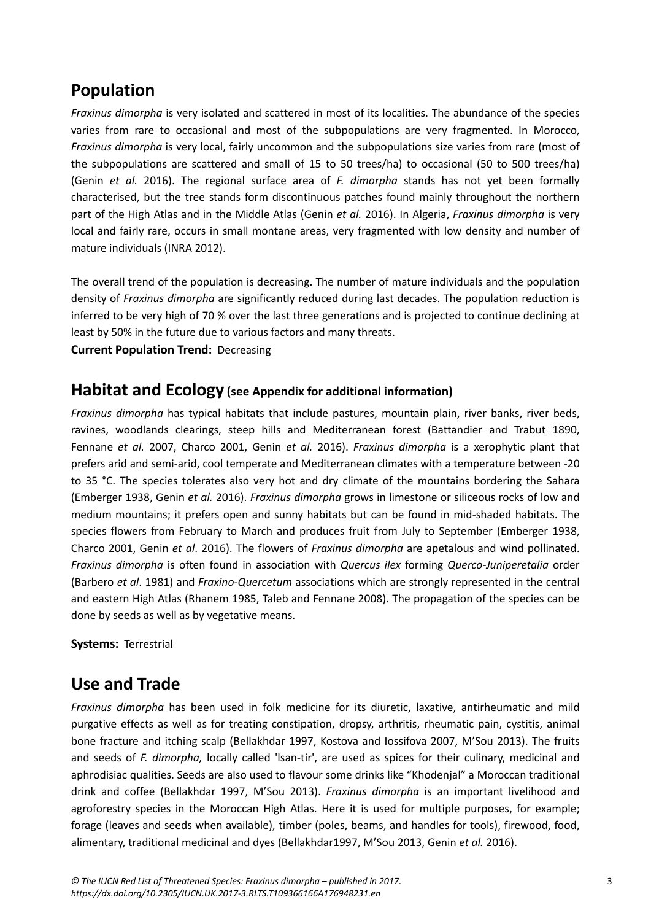## Population

*Fraxinus dimorpha* is very isolated and scattered in most of its localities. The abundance of the species varies from rare to occasional and most of the subpopulations are very fragmented. In Morocco, *Fraxinus dimorpha* is very local, fairly uncommon and the subpopulations size varies from rare (most of the subpopulations are scattered and small of 15 to 50 trees/ha) to occasional (50 to 500 trees/ha) (Genin *et al.* 2016). The regional surface area of *F. dimorpha* stands has not yet been formally characterised, but the tree stands form discontinuous patches found mainly throughout the northern part of the High Atlas and in the Middle Atlas (Genin *et al.* 2016). In Algeria, *Fraxinus dimorpha* is very local and fairly rare, occurs in small montane areas, very fragmented with low density and number of mature individuals (INRA 2012).

The overall trend of the population is decreasing. The number of mature individuals and the population density of *Fraxinus dimorpha* are significantly reduced during last decades. The population reduction is inferred to be very high of 70 % over the last three generations and is projected to continue declining at least by 50% in the future due to various factors and many threats.

**Current Population Trend:** Decreasing

## Habitat and Ecology (see Appendix for additional information)

*Fraxinus dimorpha* has typical habitats that include pastures, mountain plain, river banks, river beds, ravines, woodlands clearings, steep hills and Mediterranean forest (Battandier and Trabut 1890, Fennane *et al.* 2007, Charco 2001, Genin *et al.* 2016). *Fraxinus dimorpha* is a xerophytic plant that prefers arid and semi-arid, cool temperate and Mediterranean climates with a temperature between -20 to 35 °C. The species tolerates also very hot and dry climate of the mountains bordering the Sahara (Emberger 1938, Genin *et al.* 2016). *Fraxinus dimorpha* grows in limestone or siliceous rocks of low and medium mountains; it prefers open and sunny habitats but can be found in mid-shaded habitats. The species flowers from February to March and produces fruit from July to September (Emberger 1938, Charco 2001, Genin *et al*. 2016). The flowers of *Fraxinus dimorpha* are apetalous and wind pollinated. *Fraxinus dimorpha* is often found in association with *Quercus ilex* forming *Querco-Juniperetalia* order (Barbero *et al*. 1981) and *Fraxino-Quercetum* associations which are strongly represented in the central and eastern High Atlas (Rhanem 1985, Taleb and Fennane 2008). The propagation of the species can be done by seeds as well as by vegetative means.

**Systems:** Terrestrial

## Use and Trade

*Fraxinus dimorpha* has been used in folk medicine for its diuretic, laxative, antirheumatic and mild purgative effects as well as for treating constipation, dropsy, arthritis, rheumatic pain, cystitis, animal bone fracture and itching scalp (Bellakhdar 1997, Kostova and Iossifova 2007, M'Sou 2013). The fruits and seeds of *F. dimorpha,* locally called 'lsan-tir', are used as spices for their culinary, medicinal and aphrodisiac qualities. Seeds are also used to flavour some drinks like "Khodenjal" a Moroccan traditional drink and coffee (Bellakhdar 1997, M'Sou 2013). *Fraxinus dimorpha* is an important livelihood and agroforestry species in the Moroccan High Atlas. Here it is used for multiple purposes, for example; forage (leaves and seeds when available), timber (poles, beams, and handles for tools), firewood, food, alimentary, traditional medicinal and dyes (Bellakhdar1997, M'Sou 2013, Genin *et al.* 2016).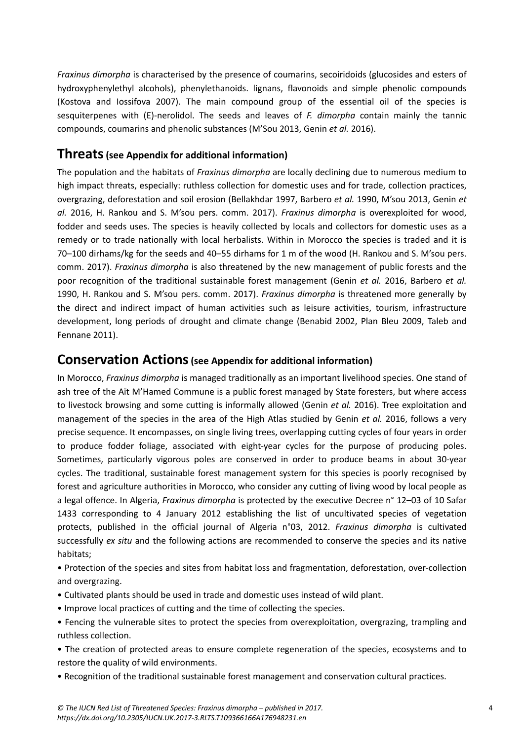*Fraxinus dimorpha* is characterised by the presence of coumarins, secoiridoids (glucosides and esters of hydroxyphenylethyl alcohols), phenylethanoids. lignans, flavonoids and simple phenolic compounds (Kostova and Iossifova 2007). The main compound group of the essential oil of the species is sesquiterpenes with (E)-nerolidol. The seeds and leaves of *F. dimorpha* contain mainly the tannic compounds, coumarins and phenolic substances (M'Sou 2013, Genin *et al.* 2016).

## Threats (see Appendix for additional information)

The population and the habitats of *Fraxinus dimorpha* are locally declining due to numerous medium to high impact threats, especially: ruthless collection for domestic uses and for trade, collection practices, overgrazing, deforestation and soil erosion (Bellakhdar 1997, Barbero *et al.* 1990, M'sou 2013, Genin *et al.* 2016, H. Rankou and S. M'sou pers. comm. 2017). *Fraxinus dimorpha* is overexploited for wood, fodder and seeds uses. The species is heavily collected by locals and collectors for domestic uses as a remedy or to trade nationally with local herbalists. Within in Morocco the species is traded and it is 70–100 dirhams/kg for the seeds and 40–55 dirhams for 1 m of the wood (H. Rankou and S. M'sou pers. comm. 2017). *Fraxinus dimorpha* is also threatened by the new management of public forests and the poor recognition of the traditional sustainable forest management (Genin *et al.* 2016, Barbero *et al.* 1990, H. Rankou and S. M'sou pers. comm. 2017). *Fraxinus dimorpha* is threatened more generally by the direct and indirect impact of human activities such as leisure activities, tourism, infrastructure development, long periods of drought and climate change (Benabid 2002, Plan Bleu 2009, Taleb and Fennane 2011).

## Conservation Actions (see Appendix for additional information)

In Morocco, *Fraxinus dimorpha* is managed traditionally as an important livelihood species. One stand of ash tree of the Aït M'Hamed Commune is a public forest managed by State foresters, but where access to livestock browsing and some cutting is informally allowed (Genin *et al.* 2016). Tree exploitation and management of the species in the area of the High Atlas studied by Genin *et al.* 2016, follows a very precise sequence. It encompasses, on single living trees, overlapping cutting cycles of four years in order to produce fodder foliage, associated with eight-year cycles for the purpose of producing poles. Sometimes, particularly vigorous poles are conserved in order to produce beams in about 30-year cycles. The traditional, sustainable forest management system for this species is poorly recognised by forest and agriculture authorities in Morocco, who consider any cutting of living wood by local people as a legal offence. In Algeria, *Fraxinus dimorpha* is protected by the executive Decree n° 12–03 of 10 Safar 1433 corresponding to 4 January 2012 establishing the list of uncultivated species of vegetation protects, published in the official journal of Algeria n°03, 2012. *Fraxinus dimorpha* is cultivated successfully *ex situ* and the following actions are recommended to conserve the species and its native habitats;

- Protection of the species and sites from habitat loss and fragmentation, deforestation, over-collection and overgrazing.
- Cultivated plants should be used in trade and domestic uses instead of wild plant.
- Improve local practices of cutting and the time of collecting the species.
- Fencing the vulnerable sites to protect the species from overexploitation, overgrazing, trampling and ruthless collection.
- The creation of protected areas to ensure complete regeneration of the species, ecosystems and to restore the quality of wild environments.
- Recognition of the traditional sustainable forest management and conservation cultural practices.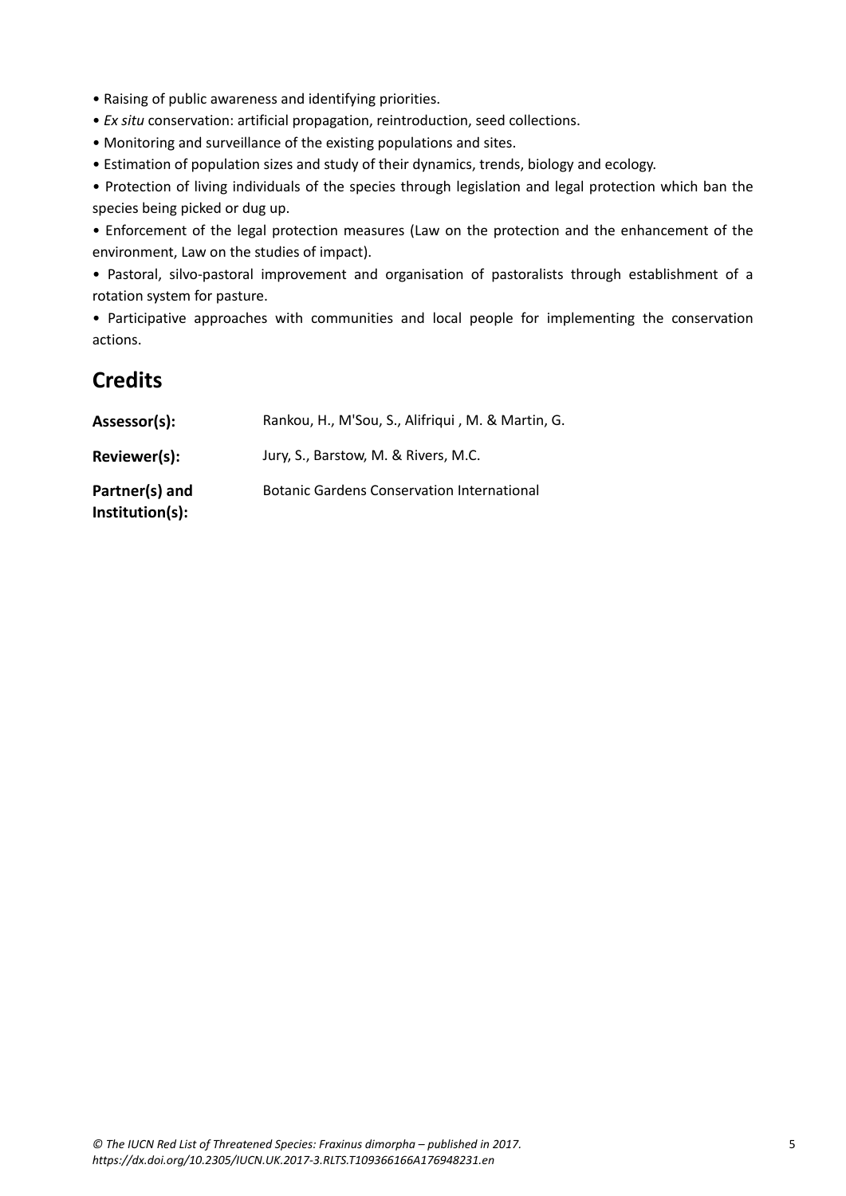- Raising of public awareness and identifying priorities.
- *Ex situ* conservation: artificial propagation, reintroduction, seed collections.
- Monitoring and surveillance of the existing populations and sites.
- Estimation of population sizes and study of their dynamics, trends, biology and ecology.
- Protection of living individuals of the species through legislation and legal protection which ban the species being picked or dug up.
- Enforcement of the legal protection measures (Law on the protection and the enhancement of the environment, Law on the studies of impact).
- Pastoral, silvo-pastoral improvement and organisation of pastoralists through establishment of a rotation system for pasture.
- Participative approaches with communities and local people for implementing the conservation actions.

## Credits

**Assessor(s):** Rankou, H., M'Sou, S., Alifriqui , M. & Martin, G.

**Reviewer(s):** Jury, S., Barstow, M. & Rivers, M.C.

**Partner(s) and Institution(s):** Botanic Gardens Conservation International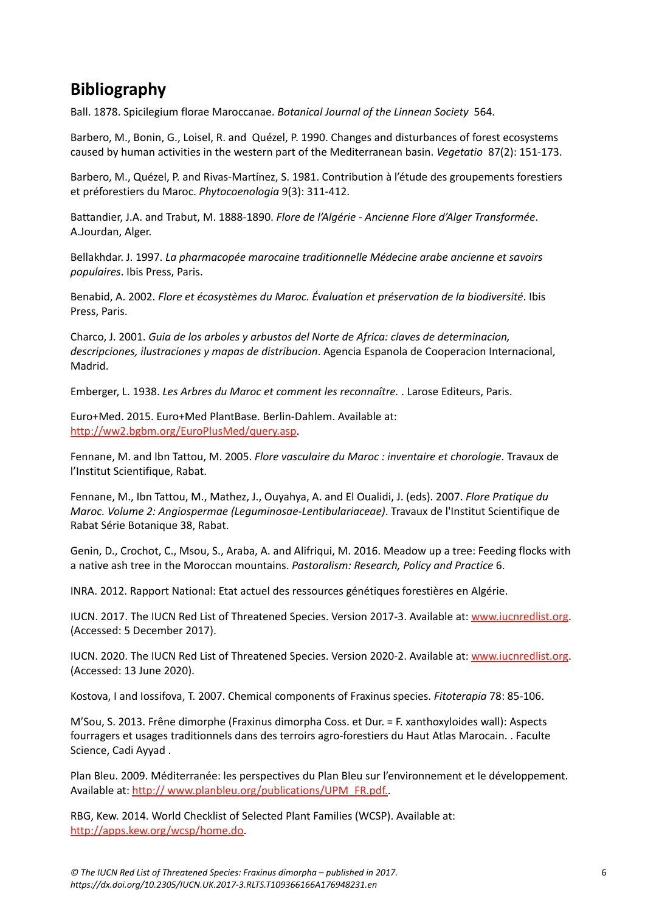## Bibliography

Ball. 1878. Spicilegium florae Maroccanae. *Botanical Journal of the Linnean Society* 564.

Barbero, M., Bonin, G., Loisel, R. and Quézel, P. 1990. Changes and disturbances of forest ecosystems caused by human activities in the western part of the Mediterranean basin. *Vegetatio* 87(2): 151-173.

Barbero, M., Quézel, P. and Rivas-Martínez, S. 1981. Contribution à l'étude des groupements forestiers et préforestiers du Maroc. *Phytocoenologia* 9(3): 311-412.

Battandier, J.A. and Trabut, M. 1888-1890. *Flore de l'Algérie - Ancienne Flore d'Alger Transformée*. A.Jourdan, Alger.

Bellakhdar. J. 1997. *La pharmacopée marocaine traditionnelle Médecine arabe ancienne et savoirs populaires*. Ibis Press, Paris.

Benabid, A. 2002. *Flore et écosystèmes du Maroc. Évaluation et préservation de la biodiversité*. Ibis Press, Paris.

Charco, J. 2001. *Guia de los arboles y arbustos del Norte de Africa: claves de determinacion, descripciones, ilustraciones y mapas de distribucion*. Agencia Espanola de Cooperacion Internacional, Madrid.

Emberger, L. 1938. *Les Arbres du Maroc et comment les reconnaître.* . Larose Editeurs, Paris.

Euro+Med. 2015. Euro+Med PlantBase. Berlin-Dahlem. Available at: http://ww2.bgbm.org/EuroPlusMed/query.asp.

Fennane, M. and Ibn Tattou, M. 2005. *Flore vasculaire du Maroc : inventaire et chorologie*. Travaux de l'Institut Scientifique, Rabat.

Fennane, M., Ibn Tattou, M., Mathez, J., Ouyahya, A. and El Oualidi, J. (eds). 2007. *Flore Pratique du Maroc. Volume 2: Angiospermae (Leguminosae-Lentibulariaceae)*. Travaux de l'Institut Scientifique de Rabat Série Botanique 38, Rabat.

Genin, D., Crochot, C., Msou, S., Araba, A. and Alifriqui, M. 2016. Meadow up a tree: Feeding flocks with a native ash tree in the Moroccan mountains. *Pastoralism: Research, Policy and Practice* 6.

INRA. 2012. Rapport National: Etat actuel des ressources génétiques forestières en Algérie.

IUCN. 2017. The IUCN Red List of Threatened Species. Version 2017-3. Available at: www.iucnredlist.org. (Accessed: 5 December 2017).

IUCN. 2020. The IUCN Red List of Threatened Species. Version 2020-2. Available at: www.iucnredlist.org. (Accessed: 13 June 2020).

Kostova, I and Iossifova, T. 2007. Chemical components of Fraxinus species. *Fitoterapia* 78: 85-106.

M'Sou, S. 2013. Frêne dimorphe (Fraxinus dimorpha Coss. et Dur. = F. xanthoxyloides wall): Aspects fourragers et usages traditionnels dans des terroirs agro-forestiers du Haut Atlas Marocain. . Faculte Science, Cadi Ayyad .

Plan Bleu. 2009. Méditerranée: les perspectives du Plan Bleu sur l'environnement et le développement. Available at: http:// www.planbleu.org/publications/UPM_FR.pdf..

RBG, Kew. 2014. World Checklist of Selected Plant Families (WCSP). Available at: http://apps.kew.org/wcsp/home.do.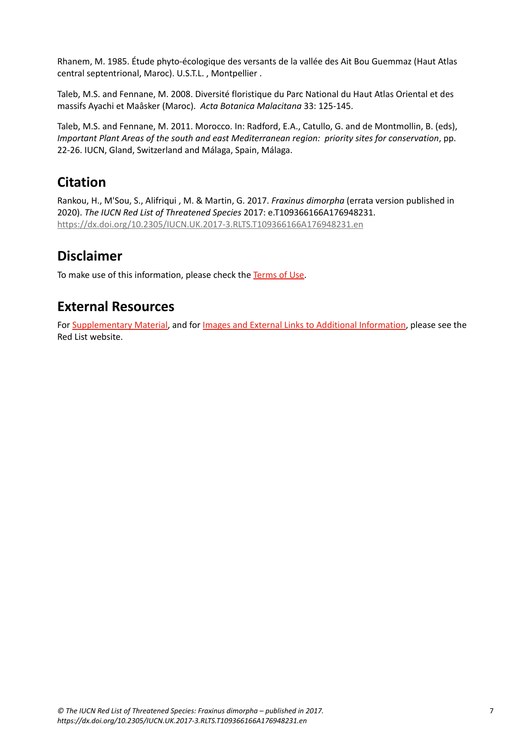Rhanem, M. 1985. Étude phyto-écologique des versants de la vallée des Ait Bou Guemmaz (Haut Atlas central septentrional, Maroc). U.S.T.L. , Montpellier .

Taleb, M.S. and Fennane, M. 2008. Diversité floristique du Parc National du Haut Atlas Oriental et des massifs Ayachi et Maâsker (Maroc). *Acta Botanica Malacitana* 33: 125-145.

Taleb, M.S. and Fennane, M. 2011. Morocco. In: Radford, E.A., Catullo, G. and de Montmollin, B. (eds), *Important Plant Areas of the south and east Mediterranean region: priority sites for conservation*, pp. 22-26. IUCN, Gland, Switzerland and Málaga, Spain, Málaga.

## Citation

Rankou, H., M'Sou, S., Alifriqui , M. & Martin, G. 2017. *Fraxinus dimorpha* (errata version published in 2020). *The IUCN Red List of Threatened Species* 2017: e.T109366166A176948231. https://dx.doi.org/10.2305/IUCN.UK.2017-3.RLTS.T109366166A176948231.en

## Disclaimer

To make use of this information, please check the Terms of Use.

## External Resources

For Supplementary Material, and for Images and External Links to Additional Information, please see the Red List website.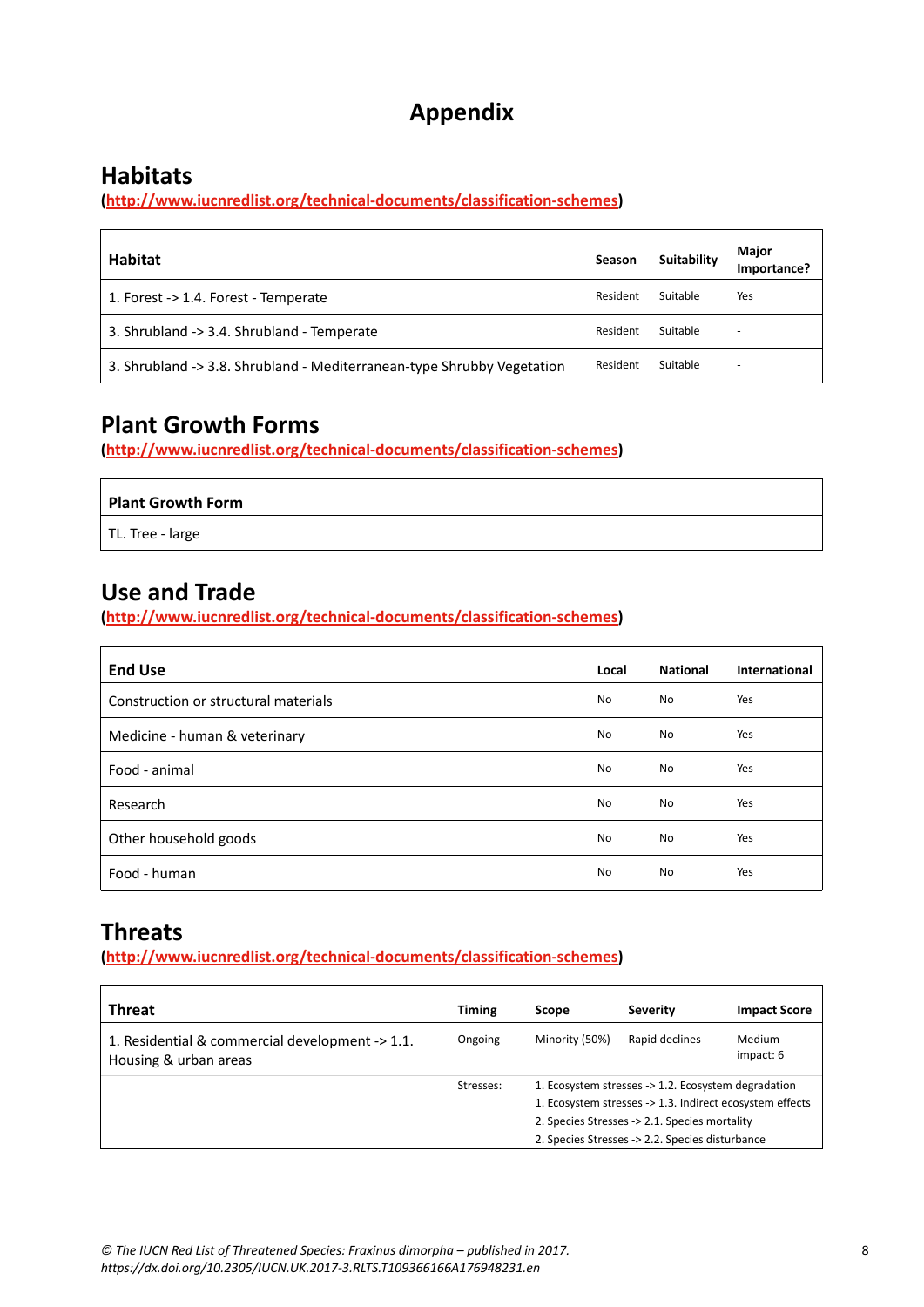# Appendix

## Habitats

(http://www.iucnredlist.org/technical-documents/classification-schemes)

| Habitat | Season | Suitability | Major Importance? |
|---|---|---|---|
| 1. Forest -> 1.4. Forest - Temperate | Resident | Suitable | Yes |
| 3. Shrubland -> 3.4. Shrubland - Temperate | Resident | Suitable | - |
| 3. Shrubland -> 3.8. Shrubland - Mediterranean-type Shrubby Vegetation | Resident | Suitable | - |

## Plant Growth Forms

(http://www.iucnredlist.org/technical-documents/classification-schemes)

| Plant Growth Form |
|---|
| TL. Tree - large |

## Use and Trade

(http://www.iucnredlist.org/technical-documents/classification-schemes)

| End Use | Local | National | International |
|---|---|---|---|
| Construction or structural materials | No | No | Yes |
| Medicine - human & veterinary | No | No | Yes |
| Food - animal | No | No | Yes |
| Research | No | No | Yes |
| Other household goods | No | No | Yes |
| Food - human | No | No | Yes |

## Threats

(http://www.iucnredlist.org/technical-documents/classification-schemes)

| Threat | Timing | Scope | Severity | Impact Score |
|---|---|---|---|---|
| 1. Residential & commercial development -> 1.1. Housing & urban areas | Ongoing | Minority (50%) | Rapid declines | Medium impact: 6 |
| | Stresses: | 1. Ecosystem stresses -> 1.2. Ecosystem degradation<br>1. Ecosystem stresses -> 1.3. Indirect ecosystem effects<br>2. Species Stresses -> 2.1. Species mortality<br>2. Species Stresses -> 2.2. Species disturbance | | |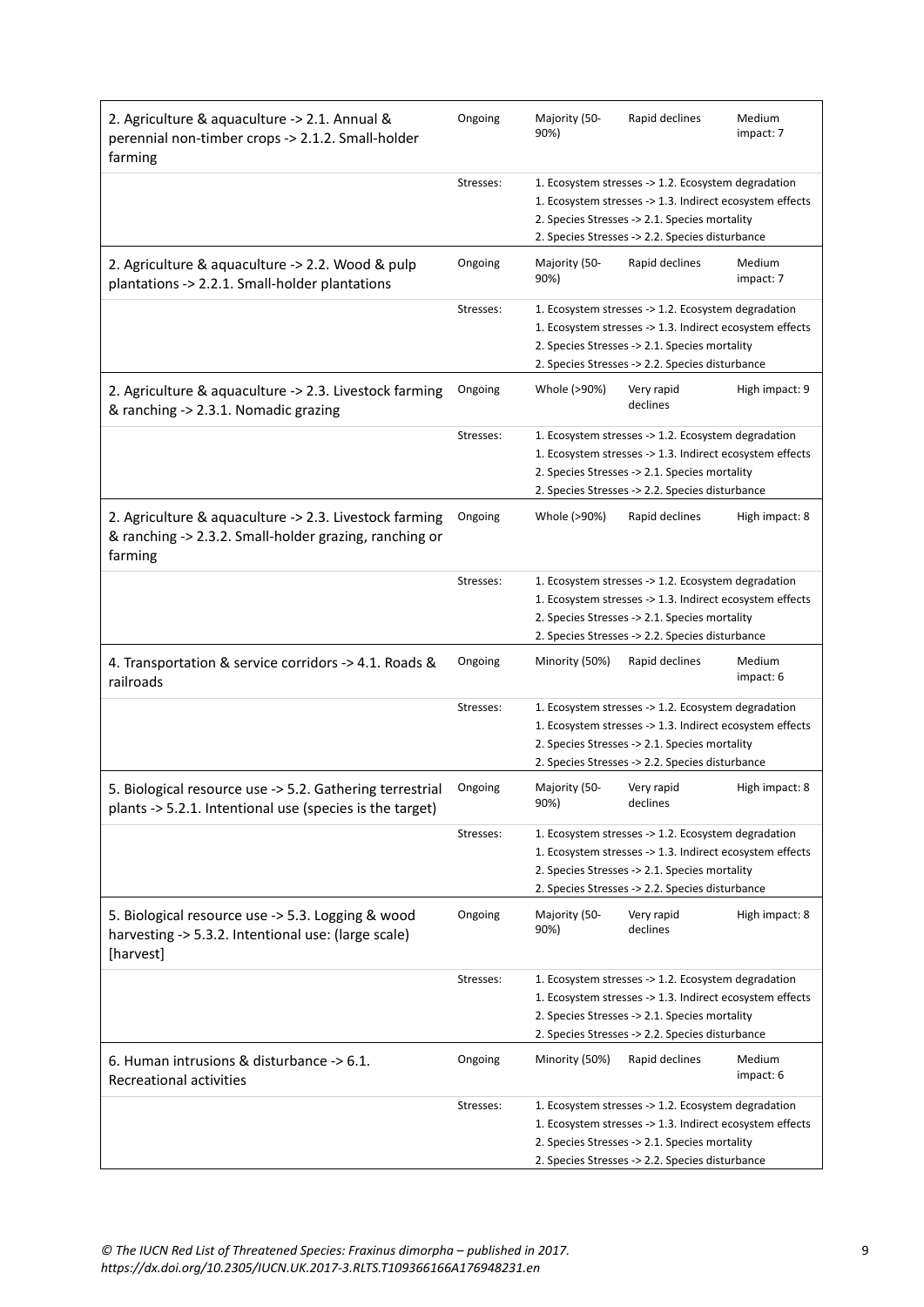| | | | | |
|---|---|---|---|---|
| 2. Agriculture & aquaculture -> 2.1. Annual & perennial non-timber crops -> 2.1.2. Small-holder farming | Ongoing | Majority (50-90%) | Rapid declines | Medium impact: 7 |
| | Stresses: | 1. Ecosystem stresses -> 1.2. Ecosystem degradation<br>1. Ecosystem stresses -> 1.3. Indirect ecosystem effects<br>2. Species Stresses -> 2.1. Species mortality<br>2. Species Stresses -> 2.2. Species disturbance | | |
| 2. Agriculture & aquaculture -> 2.2. Wood & pulp plantations -> 2.2.1. Small-holder plantations | Ongoing | Majority (50-90%) | Rapid declines | Medium impact: 7 |
| | Stresses: | 1. Ecosystem stresses -> 1.2. Ecosystem degradation<br>1. Ecosystem stresses -> 1.3. Indirect ecosystem effects<br>2. Species Stresses -> 2.1. Species mortality<br>2. Species Stresses -> 2.2. Species disturbance | | |
| 2. Agriculture & aquaculture -> 2.3. Livestock farming & ranching -> 2.3.1. Nomadic grazing | Ongoing | Whole (>90%) | Very rapid declines | High impact: 9 |
| | Stresses: | 1. Ecosystem stresses -> 1.2. Ecosystem degradation<br>1. Ecosystem stresses -> 1.3. Indirect ecosystem effects<br>2. Species Stresses -> 2.1. Species mortality<br>2. Species Stresses -> 2.2. Species disturbance | | |
| 2. Agriculture & aquaculture -> 2.3. Livestock farming & ranching -> 2.3.2. Small-holder grazing, ranching or farming | Ongoing | Whole (>90%) | Rapid declines | High impact: 8 |
| | Stresses: | 1. Ecosystem stresses -> 1.2. Ecosystem degradation<br>1. Ecosystem stresses -> 1.3. Indirect ecosystem effects<br>2. Species Stresses -> 2.1. Species mortality<br>2. Species Stresses -> 2.2. Species disturbance | | |
| 4. Transportation & service corridors -> 4.1. Roads & railroads | Ongoing | Minority (50%) | Rapid declines | Medium impact: 6 |
| | Stresses: | 1. Ecosystem stresses -> 1.2. Ecosystem degradation<br>1. Ecosystem stresses -> 1.3. Indirect ecosystem effects<br>2. Species Stresses -> 2.1. Species mortality<br>2. Species Stresses -> 2.2. Species disturbance | | |
| 5. Biological resource use -> 5.2. Gathering terrestrial plants -> 5.2.1. Intentional use (species is the target) | Ongoing | Majority (50-90%) | Very rapid declines | High impact: 8 |
| | Stresses: | 1. Ecosystem stresses -> 1.2. Ecosystem degradation<br>1. Ecosystem stresses -> 1.3. Indirect ecosystem effects<br>2. Species Stresses -> 2.1. Species mortality<br>2. Species Stresses -> 2.2. Species disturbance | | |
| 5. Biological resource use -> 5.3. Logging & wood harvesting -> 5.3.2. Intentional use: (large scale) [harvest] | Ongoing | Majority (50-90%) | Very rapid declines | High impact: 8 |
| | Stresses: | 1. Ecosystem stresses -> 1.2. Ecosystem degradation<br>1. Ecosystem stresses -> 1.3. Indirect ecosystem effects<br>2. Species Stresses -> 2.1. Species mortality<br>2. Species Stresses -> 2.2. Species disturbance | | |
| 6. Human intrusions & disturbance -> 6.1. Recreational activities | Ongoing | Minority (50%) | Rapid declines | Medium impact: 6 |
| | Stresses: | 1. Ecosystem stresses -> 1.2. Ecosystem degradation<br>1. Ecosystem stresses -> 1.3. Indirect ecosystem effects<br>2. Species Stresses -> 2.1. Species mortality<br>2. Species Stresses -> 2.2. Species disturbance | | |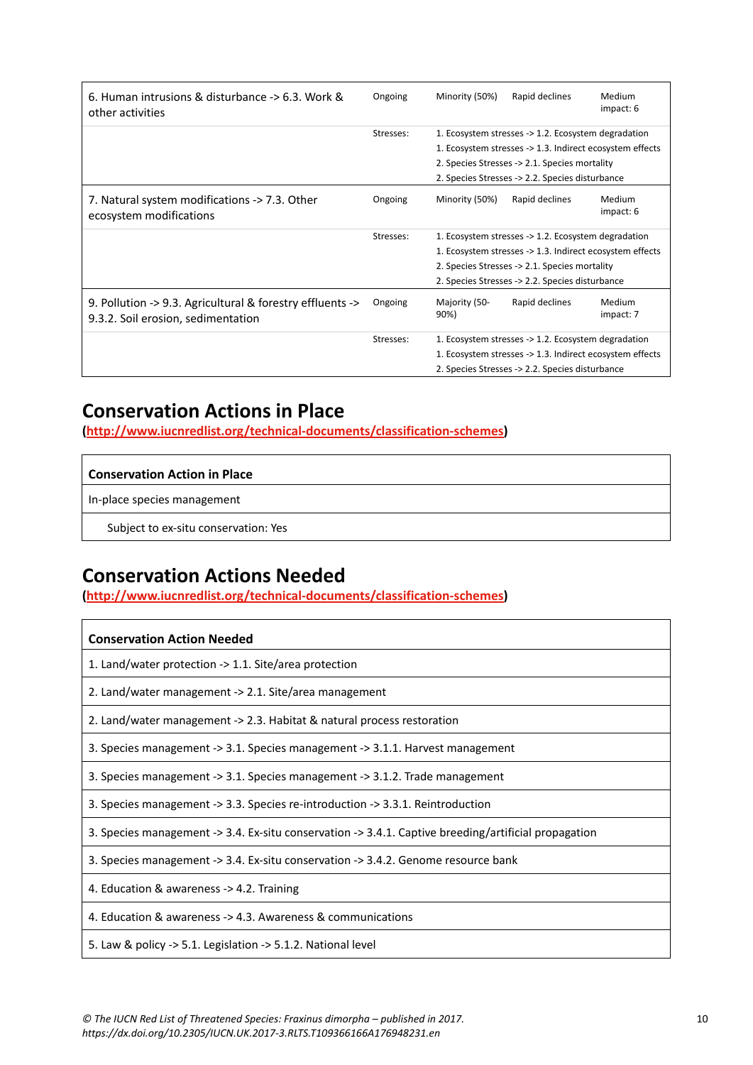| Threat | Timing | Scope | Severity | Impact Score |
|---|---|---|---|---|
| 6. Human intrusions & disturbance -> 6.3. Work & other activities | Ongoing | Minority (50%) | Rapid declines | Medium impact: 6 |
| | Stresses: | 1. Ecosystem stresses -> 1.2. Ecosystem degradation<br>1. Ecosystem stresses -> 1.3. Indirect ecosystem effects<br>2. Species Stresses -> 2.1. Species mortality<br>2. Species Stresses -> 2.2. Species disturbance | | |
| 7. Natural system modifications -> 7.3. Other ecosystem modifications | Ongoing | Minority (50%) | Rapid declines | Medium impact: 6 |
| | Stresses: | 1. Ecosystem stresses -> 1.2. Ecosystem degradation<br>1. Ecosystem stresses -> 1.3. Indirect ecosystem effects<br>2. Species Stresses -> 2.1. Species mortality<br>2. Species Stresses -> 2.2. Species disturbance | | |
| 9. Pollution -> 9.3. Agricultural & forestry effluents -> 9.3.2. Soil erosion, sedimentation | Ongoing | Majority (50-90%) | Rapid declines | Medium impact: 7 |
| | Stresses: | 1. Ecosystem stresses -> 1.2. Ecosystem degradation<br>1. Ecosystem stresses -> 1.3. Indirect ecosystem effects<br>2. Species Stresses -> 2.2. Species disturbance | | |

## Conservation Actions in Place

**(http://www.iucnredlist.org/technical-documents/classification-schemes)**

| Conservation Action in Place |
|---|
| In-place species management |
| Subject to ex-situ conservation: Yes |

## Conservation Actions Needed

**(http://www.iucnredlist.org/technical-documents/classification-schemes)**

| Conservation Action Needed |
|---|
| 1. Land/water protection -> 1.1. Site/area protection |
| 2. Land/water management -> 2.1. Site/area management |
| 2. Land/water management -> 2.3. Habitat & natural process restoration |
| 3. Species management -> 3.1. Species management -> 3.1.1. Harvest management |
| 3. Species management -> 3.1. Species management -> 3.1.2. Trade management |
| 3. Species management -> 3.3. Species re-introduction -> 3.3.1. Reintroduction |
| 3. Species management -> 3.4. Ex-situ conservation -> 3.4.1. Captive breeding/artificial propagation |
| 3. Species management -> 3.4. Ex-situ conservation -> 3.4.2. Genome resource bank |
| 4. Education & awareness -> 4.2. Training |
| 4. Education & awareness -> 4.3. Awareness & communications |
| 5. Law & policy -> 5.1. Legislation -> 5.1.2. National level |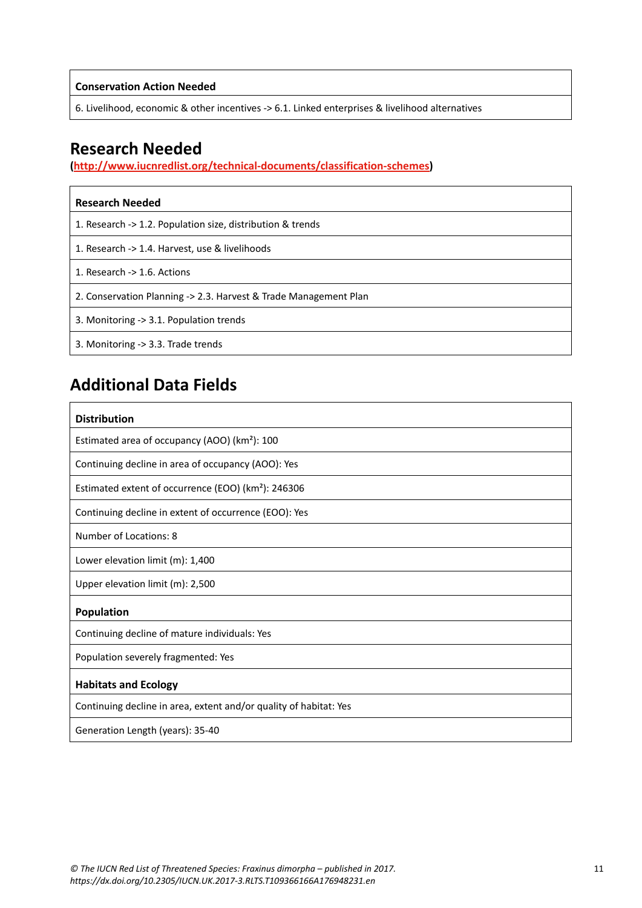| Conservation Action Needed |
| --- |
| 6. Livelihood, economic & other incentives -> 6.1. Linked enterprises & livelihood alternatives |

## Research Needed

(**http://www.iucnredlist.org/technical-documents/classification-schemes**)

| Research Needed |
| --- |
| 1. Research -> 1.2. Population size, distribution & trends |
| 1. Research -> 1.4. Harvest, use & livelihoods |
| 1. Research -> 1.6. Actions |
| 2. Conservation Planning -> 2.3. Harvest & Trade Management Plan |
| 3. Monitoring -> 3.1. Population trends |
| 3. Monitoring -> 3.3. Trade trends |

## Additional Data Fields

| Distribution |
| --- |
| Estimated area of occupancy (AOO) ($km^2$): 100 |
| Continuing decline in area of occupancy (AOO): Yes |
| Estimated extent of occurrence (EOO) ($km^2$): 246306 |
| Continuing decline in extent of occurrence (EOO): Yes |
| Number of Locations: 8 |
| Lower elevation limit (m): 1,400 |
| Upper elevation limit (m): 2,500 |
| **Population** |
| Continuing decline of mature individuals: Yes |
| Population severely fragmented: Yes |
| **Habitats and Ecology** |
| Continuing decline in area, extent and/or quality of habitat: Yes |
| Generation Length (years): 35-40 |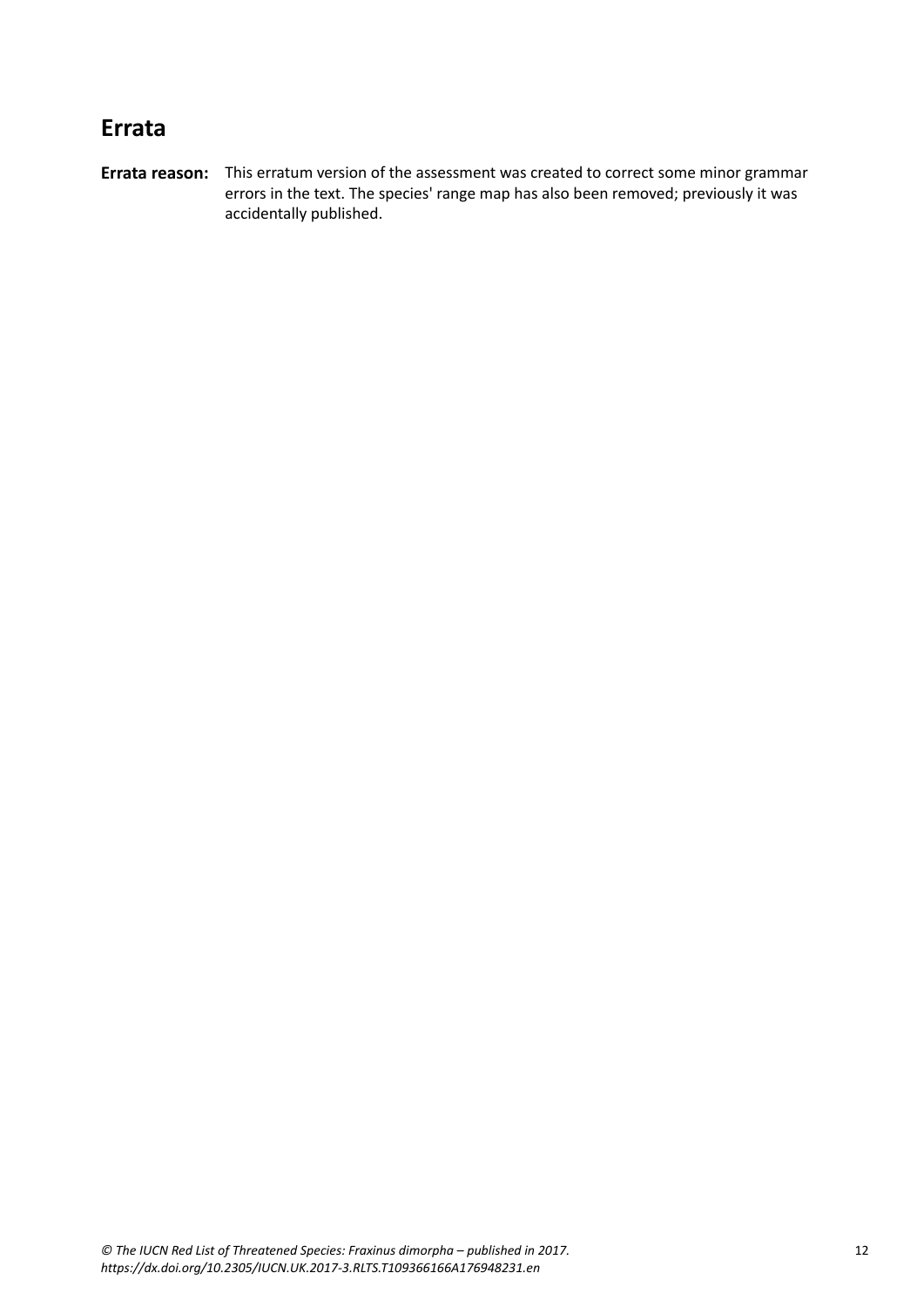## Errata

**Errata reason:** This erratum version of the assessment was created to correct some minor grammar errors in the text. The species' range map has also been removed; previously it was accidentally published.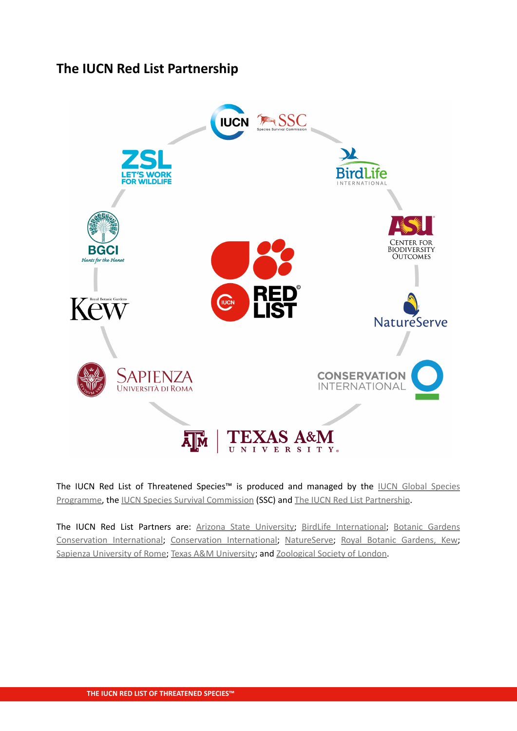## The IUCN Red List Partnership

The IUCN Red List of Threatened Species™ is produced and managed by the IUCN Global Species Programme, the IUCN Species Survival Commission (SSC) and The IUCN Red List Partnership.

The IUCN Red List Partners are: Arizona State University; BirdLife International; Botanic Gardens Conservation International; Conservation International; NatureServe; Royal Botanic Gardens, Kew; Sapienza University of Rome; Texas A&M University; and Zoological Society of London.